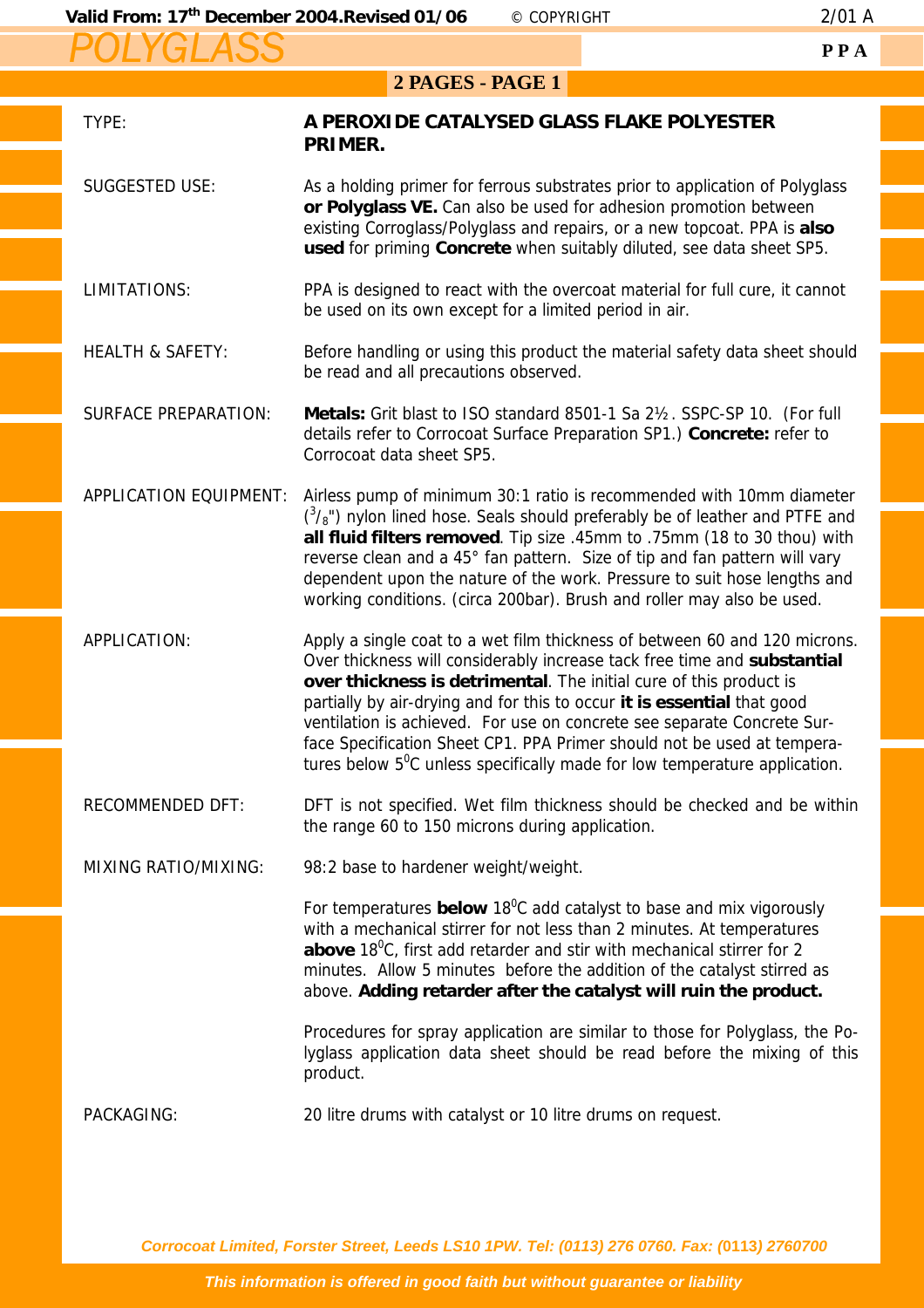# POLYGLASS

**PPA**

## 2 PAGES - PAGE 1

| | |
|---|---|
| TYPE: | **A PEROXIDE CATALYSED GLASS FLAKE POLYESTER PRIMER.** |
| SUGGESTED USE: | As a holding primer for ferrous substrates prior to application of Polyglass **or Polyglass VE.** Can also be used for adhesion promotion between existing Corroglass/Polyglass and repairs, or a new topcoat. PPA is **also used** for priming **Concrete** when suitably diluted, see data sheet SP5. |
| LIMITATIONS: | PPA is designed to react with the overcoat material for full cure, it cannot be used on its own except for a limited period in air. |
| HEALTH & SAFETY: | Before handling or using this product the material safety data sheet should be read and all precautions observed. |
| SURFACE PREPARATION: | **Metals:** Grit blast to ISO standard 8501-1 Sa 2½. SSPC-SP 10. (For full details refer to Corrocoat Surface Preparation SP1.) **Concrete:** refer to Corrocoat data sheet SP5. |
| APPLICATION EQUIPMENT: | Airless pump of minimum 30:1 ratio is recommended with 10mm diameter ($^3/_8$") nylon lined hose. Seals should preferably be of leather and PTFE and **all fluid filters removed**. Tip size .45mm to .75mm (18 to 30 thou) with reverse clean and a 45° fan pattern. Size of tip and fan pattern will vary dependent upon the nature of the work. Pressure to suit hose lengths and working conditions. (circa 200bar). Brush and roller may also be used. |
| APPLICATION: | Apply a single coat to a wet film thickness of between 60 and 120 microns. Over thickness will considerably increase tack free time and **substantial over thickness is detrimental**. The initial cure of this product is partially by air-drying and for this to occur **it is essential** that good ventilation is achieved. For use on concrete see separate Concrete Surface Specification Sheet CP1. PPA Primer should not be used at temperatures below $5^0$C unless specifically made for low temperature application. |
| RECOMMENDED DFT: | DFT is not specified. Wet film thickness should be checked and be within the range 60 to 150 microns during application. |
| MIXING RATIO/MIXING: | 98:2 base to hardener weight/weight.<br><br>For temperatures **below** $18^0$C add catalyst to base and mix vigorously with a mechanical stirrer for not less than 2 minutes. At temperatures **above** $18^0$C, first add retarder and stir with mechanical stirrer for 2 minutes. Allow 5 minutes before the addition of the catalyst stirred as above. **Adding retarder after the catalyst will ruin the product.**<br><br>Procedures for spray application are similar to those for Polyglass, the Polyglass application data sheet should be read before the mixing of this product. |
| PACKAGING: | 20 litre drums with catalyst or 10 litre drums on request. |

*Corrocoat Limited, Forster Street, Leeds LS10 1PW. Tel: (0113) 276 0760. Fax: (0113) 2760700*

*This information is offered in good faith but without guarantee or liability*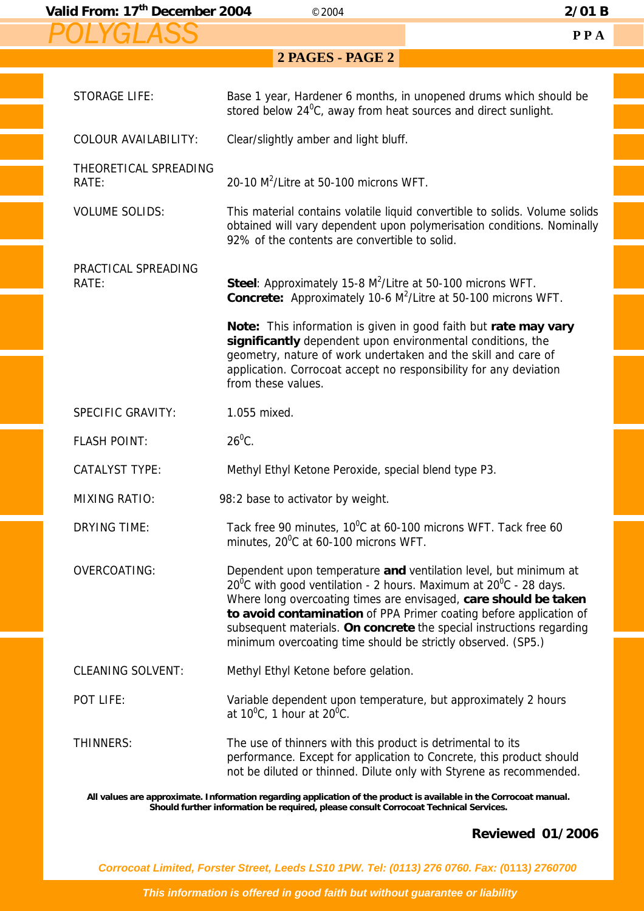| | |
|---|---|
| STORAGE LIFE: | Base 1 year, Hardener 6 months, in unopened drums which should be stored below 24$^0$C, away from heat sources and direct sunlight. |
| COLOUR AVAILABILITY: | Clear/slightly amber and light bluff. |
| THEORETICAL SPREADING RATE: | 20-10 M$^2$/Litre at 50-100 microns WFT. |
| VOLUME SOLIDS: | This material contains volatile liquid convertible to solids. Volume solids obtained will vary dependent upon polymerisation conditions. Nominally 92% of the contents are convertible to solid. |
| PRACTICAL SPREADING RATE: | **Steel**: Approximately 15-8 M$^2$/Litre at 50-100 microns WFT. **Concrete:** Approximately 10-6 M$^2$/Litre at 50-100 microns WFT. **Note:** This information is given in good faith but **rate may vary significantly** dependent upon environmental conditions, the geometry, nature of work undertaken and the skill and care of application. Corrocoat accept no responsibility for any deviation from these values. |
| SPECIFIC GRAVITY: | 1.055 mixed. |
| FLASH POINT: | 26$^0$C. |
| CATALYST TYPE: | Methyl Ethyl Ketone Peroxide, special blend type P3. |
| MIXING RATIO: | 98:2 base to activator by weight. |
| DRYING TIME: | Tack free 90 minutes, 10$^0$C at 60-100 microns WFT. Tack free 60 minutes, 20$^0$C at 60-100 microns WFT. |
| OVERCOATING: | Dependent upon temperature **and** ventilation level, but minimum at 20$^0$C with good ventilation - 2 hours. Maximum at 20$^0$C - 28 days. Where long overcoating times are envisaged, **care should be taken to avoid contamination** of PPA Primer coating before application of subsequent materials. **On concrete** the special instructions regarding minimum overcoating time should be strictly observed. (SP5.) |
| CLEANING SOLVENT: | Methyl Ethyl Ketone before gelation. |
| POT LIFE: | Variable dependent upon temperature, but approximately 2 hours at 10$^0$C, 1 hour at 20$^0$C. |
| THINNERS: | The use of thinners with this product is detrimental to its performance. Except for application to Concrete, this product should not be diluted or thinned. Dilute only with Styrene as recommended. |

**All values are approximate. Information regarding application of the product is available in the Corrocoat manual. Should further information be required, please consult Corrocoat Technical Services.**

**Reviewed 01/2006**

*Corrocoat Limited, Forster Street, Leeds LS10 1PW. Tel: (0113) 276 0760. Fax: (0113) 2760700*

*This information is offered in good faith but without guarantee or liability*